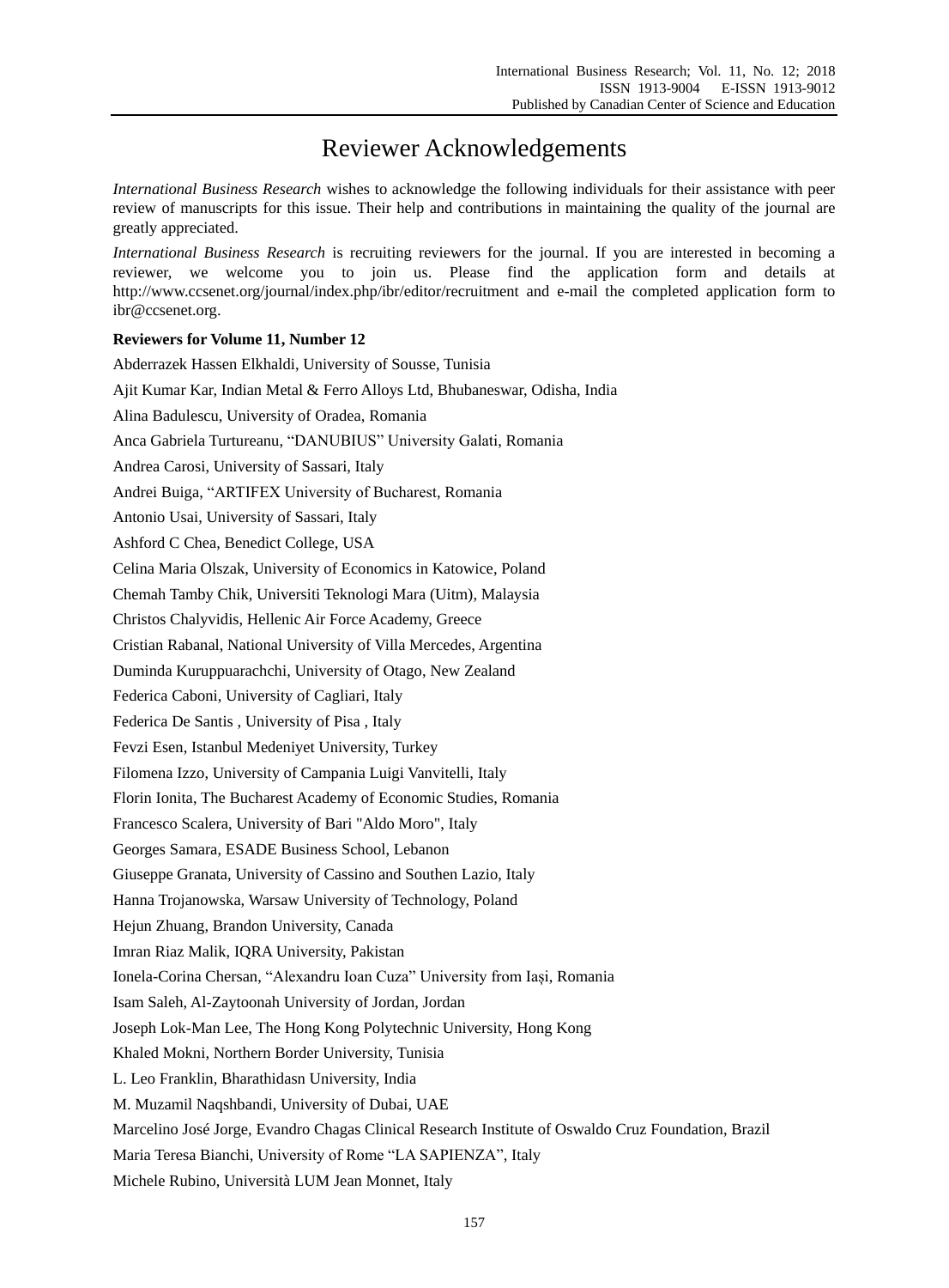# Reviewer Acknowledgements

*International Business Research* wishes to acknowledge the following individuals for their assistance with peer review of manuscripts for this issue. Their help and contributions in maintaining the quality of the journal are greatly appreciated.

*International Business Research* is recruiting reviewers for the journal. If you are interested in becoming a reviewer, we welcome you to join us. Please find the application form and details at http://www.ccsenet.org/journal/index.php/ibr/editor/recruitment and e-mail the completed application form to ibr@ccsenet.org.

**Reviewers for Volume 11, Number 12**

Abderrazek Hassen Elkhaldi, University of Sousse, Tunisia

Ajit Kumar Kar, Indian Metal & Ferro Alloys Ltd, Bhubaneswar, Odisha, India

Alina Badulescu, University of Oradea, Romania

Anca Gabriela Turtureanu, “DANUBIUS” University Galati, Romania

Andrea Carosi, University of Sassari, Italy

Andrei Buiga, “ARTIFEX University of Bucharest, Romania

Antonio Usai, University of Sassari, Italy

Ashford C Chea, Benedict College, USA

Celina Maria Olszak, University of Economics in Katowice, Poland

Chemah Tamby Chik, Universiti Teknologi Mara (Uitm), Malaysia

Christos Chalyvidis, Hellenic Air Force Academy, Greece

Cristian Rabanal, National University of Villa Mercedes, Argentina

Duminda Kuruppuarachchi, University of Otago, New Zealand

Federica Caboni, University of Cagliari, Italy

Federica De Santis , University of Pisa , Italy

Fevzi Esen, Istanbul Medeniyet University, Turkey

Filomena Izzo, University of Campania Luigi Vanvitelli, Italy

Florin Ionita, The Bucharest Academy of Economic Studies, Romania

Francesco Scalera, University of Bari "Aldo Moro", Italy

Georges Samara, ESADE Business School, Lebanon

Giuseppe Granata, University of Cassino and Southen Lazio, Italy

Hanna Trojanowska, Warsaw University of Technology, Poland

Hejun Zhuang, Brandon University, Canada

Imran Riaz Malik, IQRA University, Pakistan

Ionela-Corina Chersan, “Alexandru Ioan Cuza” University from Iași, Romania

Isam Saleh, Al-Zaytoonah University of Jordan, Jordan

Joseph Lok-Man Lee, The Hong Kong Polytechnic University, Hong Kong

Khaled Mokni, Northern Border University, Tunisia

L. Leo Franklin, Bharathidasn University, India

M. Muzamil Naqshbandi, University of Dubai, UAE

Marcelino José Jorge, Evandro Chagas Clinical Research Institute of Oswaldo Cruz Foundation, Brazil

Maria Teresa Bianchi, University of Rome “LA SAPIENZA”, Italy

Michele Rubino, Università LUM Jean Monnet, Italy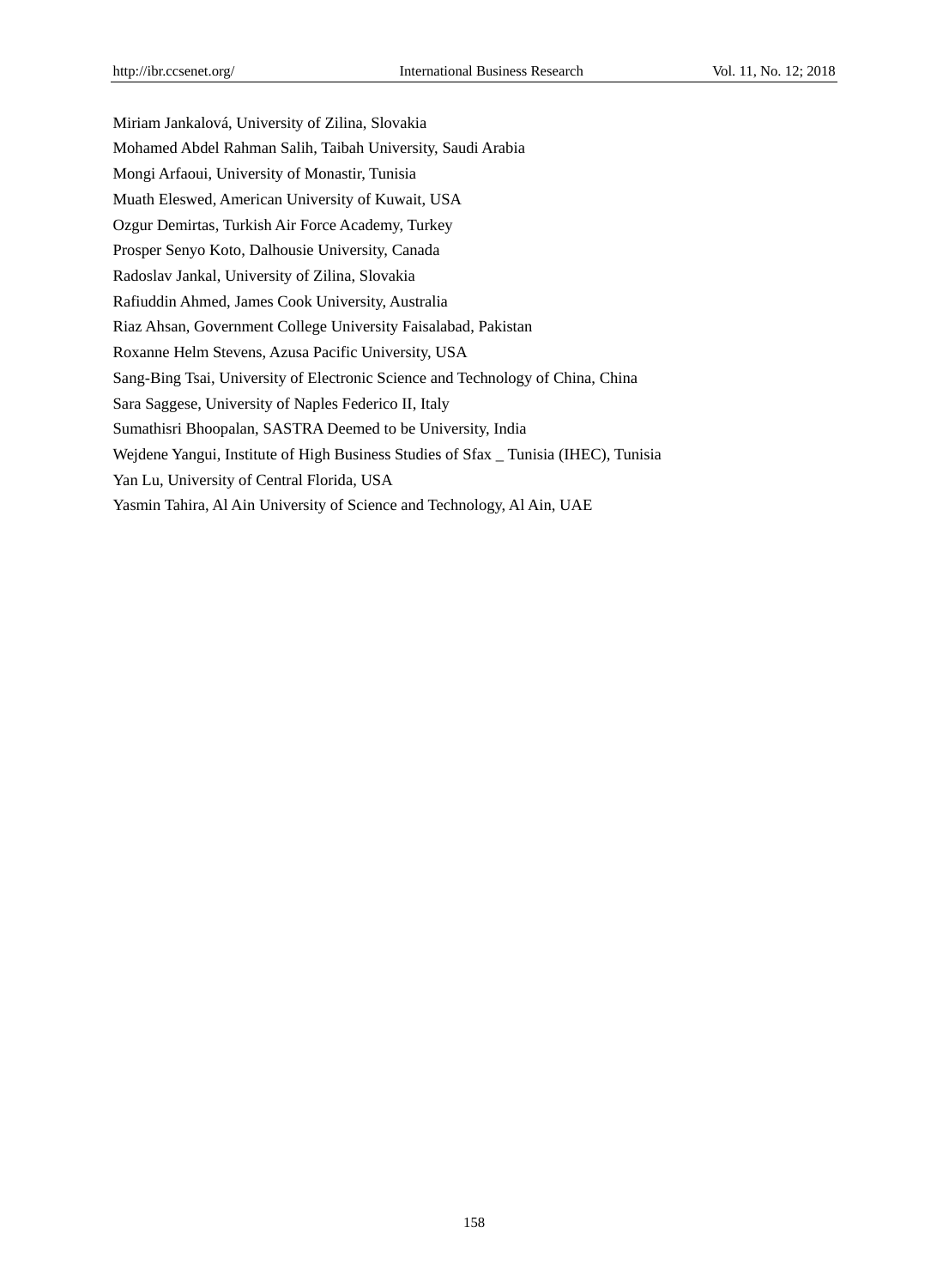Miriam Jankalová, University of Zilina, Slovakia

Mohamed Abdel Rahman Salih, Taibah University, Saudi Arabia

Mongi Arfaoui, University of Monastir, Tunisia

Muath Eleswed, American University of Kuwait, USA

Ozgur Demirtas, Turkish Air Force Academy, Turkey

Prosper Senyo Koto, Dalhousie University, Canada

Radoslav Jankal, University of Zilina, Slovakia

Rafiuddin Ahmed, James Cook University, Australia

Riaz Ahsan, Government College University Faisalabad, Pakistan

Roxanne Helm Stevens, Azusa Pacific University, USA

Sang-Bing Tsai, University of Electronic Science and Technology of China, China

Sara Saggese, University of Naples Federico II, Italy

Sumathisri Bhoopalan, SASTRA Deemed to be University, India

Wejdene Yangui, Institute of High Business Studies of Sfax _ Tunisia (IHEC), Tunisia

Yan Lu, University of Central Florida, USA

Yasmin Tahira, Al Ain University of Science and Technology, Al Ain, UAE